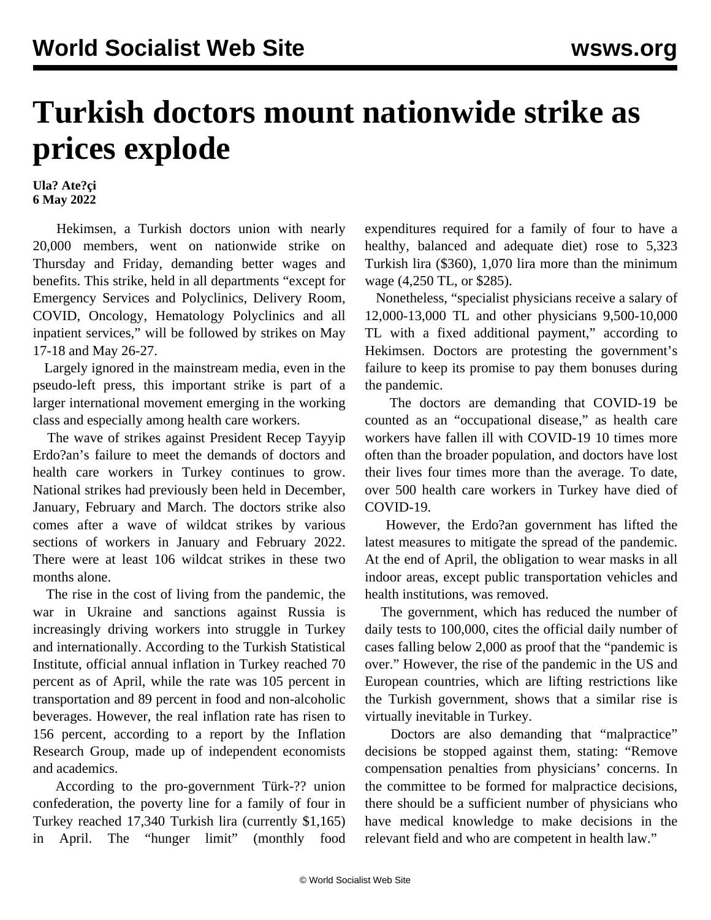# Turkish doctors mount nationwide strike as prices explode

**Ula? Ate?çi**
**6 May 2022**

Hekimsen, a Turkish doctors union with nearly 20,000 members, went on nationwide strike on Thursday and Friday, demanding better wages and benefits. This strike, held in all departments "except for Emergency Services and Polyclinics, Delivery Room, COVID, Oncology, Hematology Polyclinics and all inpatient services," will be followed by strikes on May 17-18 and May 26-27.

Largely ignored in the mainstream media, even in the pseudo-left press, this important strike is part of a larger international movement emerging in the working class and especially among health care workers.

The wave of strikes against President Recep Tayyip Erdo?an's failure to meet the demands of doctors and health care workers in Turkey continues to grow. National strikes had previously been held in December, January, February and March. The doctors strike also comes after a wave of wildcat strikes by various sections of workers in January and February 2022. There were at least 106 wildcat strikes in these two months alone.

The rise in the cost of living from the pandemic, the war in Ukraine and sanctions against Russia is increasingly driving workers into struggle in Turkey and internationally. According to the Turkish Statistical Institute, official annual inflation in Turkey reached 70 percent as of April, while the rate was 105 percent in transportation and 89 percent in food and non-alcoholic beverages. However, the real inflation rate has risen to 156 percent, according to a report by the Inflation Research Group, made up of independent economists and academics.

According to the pro-government Türk-?? union confederation, the poverty line for a family of four in Turkey reached 17,340 Turkish lira (currently $1,165) in April. The "hunger limit" (monthly food expenditures required for a family of four to have a healthy, balanced and adequate diet) rose to 5,323 Turkish lira ($360), 1,070 lira more than the minimum wage (4,250 TL, or $285).

Nonetheless, "specialist physicians receive a salary of 12,000-13,000 TL and other physicians 9,500-10,000 TL with a fixed additional payment," according to Hekimsen. Doctors are protesting the government's failure to keep its promise to pay them bonuses during the pandemic.

The doctors are demanding that COVID-19 be counted as an "occupational disease," as health care workers have fallen ill with COVID-19 10 times more often than the broader population, and doctors have lost their lives four times more than the average. To date, over 500 health care workers in Turkey have died of COVID-19.

However, the Erdo?an government has lifted the latest measures to mitigate the spread of the pandemic. At the end of April, the obligation to wear masks in all indoor areas, except public transportation vehicles and health institutions, was removed.

The government, which has reduced the number of daily tests to 100,000, cites the official daily number of cases falling below 2,000 as proof that the "pandemic is over." However, the rise of the pandemic in the US and European countries, which are lifting restrictions like the Turkish government, shows that a similar rise is virtually inevitable in Turkey.

Doctors are also demanding that "malpractice" decisions be stopped against them, stating: "Remove compensation penalties from physicians' concerns. In the committee to be formed for malpractice decisions, there should be a sufficient number of physicians who have medical knowledge to make decisions in the relevant field and who are competent in health law."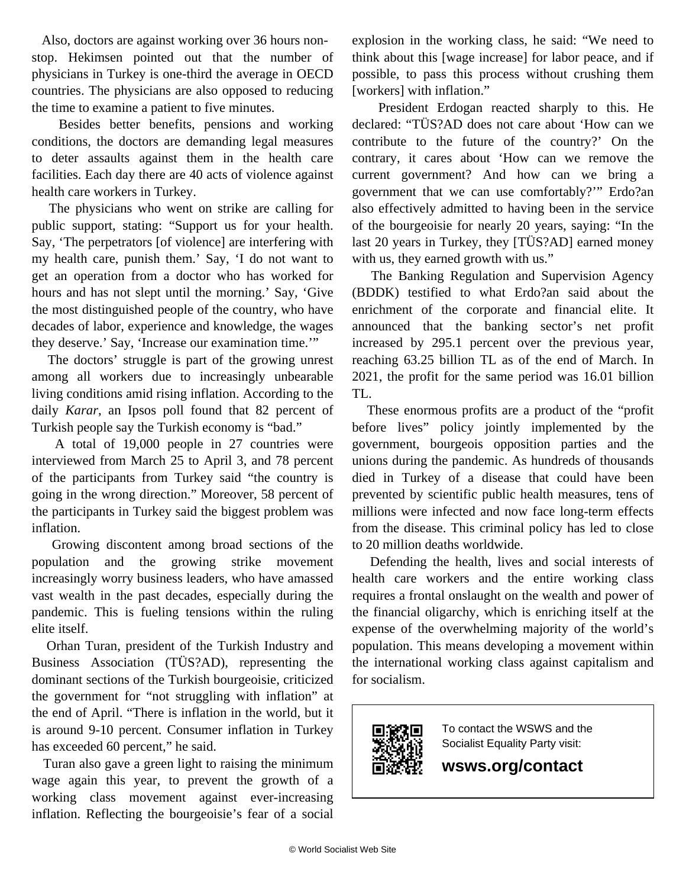Also, doctors are against working over 36 hours non-stop. Hekimsen pointed out that the number of physicians in Turkey is one-third the average in OECD countries. The physicians are also opposed to reducing the time to examine a patient to five minutes.

Besides better benefits, pensions and working conditions, the doctors are demanding legal measures to deter assaults against them in the health care facilities. Each day there are 40 acts of violence against health care workers in Turkey.

The physicians who went on strike are calling for public support, stating: "Support us for your health. Say, 'The perpetrators [of violence] are interfering with my health care, punish them.' Say, 'I do not want to get an operation from a doctor who has worked for hours and has not slept until the morning.' Say, 'Give the most distinguished people of the country, who have decades of labor, experience and knowledge, the wages they deserve.' Say, 'Increase our examination time.'"

The doctors' struggle is part of the growing unrest among all workers due to increasingly unbearable living conditions amid rising inflation. According to the daily *Karar*, an Ipsos poll found that 82 percent of Turkish people say the Turkish economy is "bad."

A total of 19,000 people in 27 countries were interviewed from March 25 to April 3, and 78 percent of the participants from Turkey said "the country is going in the wrong direction." Moreover, 58 percent of the participants in Turkey said the biggest problem was inflation.

Growing discontent among broad sections of the population and the growing strike movement increasingly worry business leaders, who have amassed vast wealth in the past decades, especially during the pandemic. This is fueling tensions within the ruling elite itself.

Orhan Turan, president of the Turkish Industry and Business Association (TÜS?AD), representing the dominant sections of the Turkish bourgeoisie, criticized the government for "not struggling with inflation" at the end of April. "There is inflation in the world, but it is around 9-10 percent. Consumer inflation in Turkey has exceeded 60 percent," he said.

Turan also gave a green light to raising the minimum wage again this year, to prevent the growth of a working class movement against ever-increasing inflation. Reflecting the bourgeoisie's fear of a social explosion in the working class, he said: "We need to think about this [wage increase] for labor peace, and if possible, to pass this process without crushing them [workers] with inflation."

President Erdogan reacted sharply to this. He declared: "TÜS?AD does not care about 'How can we contribute to the future of the country?' On the contrary, it cares about 'How can we remove the current government? And how can we bring a government that we can use comfortably?'" Erdo?an also effectively admitted to having been in the service of the bourgeoisie for nearly 20 years, saying: "In the last 20 years in Turkey, they [TÜS?AD] earned money with us, they earned growth with us."

The Banking Regulation and Supervision Agency (BDDK) testified to what Erdo?an said about the enrichment of the corporate and financial elite. It announced that the banking sector's net profit increased by 295.1 percent over the previous year, reaching 63.25 billion TL as of the end of March. In 2021, the profit for the same period was 16.01 billion TL.

These enormous profits are a product of the "profit before lives" policy jointly implemented by the government, bourgeois opposition parties and the unions during the pandemic. As hundreds of thousands died in Turkey of a disease that could have been prevented by scientific public health measures, tens of millions were infected and now face long-term effects from the disease. This criminal policy has led to close to 20 million deaths worldwide.

Defending the health, lives and social interests of health care workers and the entire working class requires a frontal onslaught on the wealth and power of the financial oligarchy, which is enriching itself at the expense of the overwhelming majority of the world's population. This means developing a movement within the international working class against capitalism and for socialism.

To contact the WSWS and the Socialist Equality Party visit:

**wsws.org/contact**